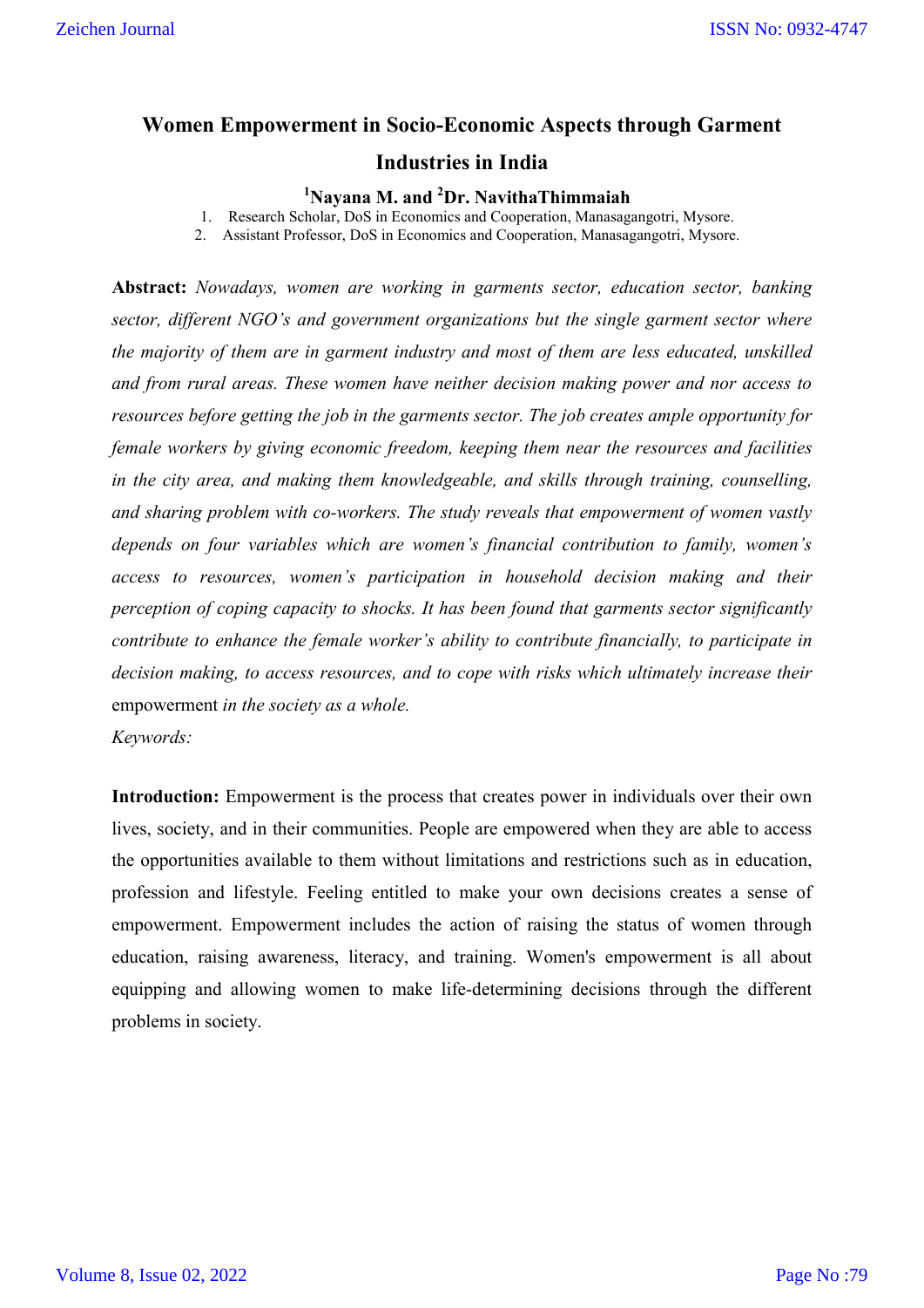# Women Empowerment in Socio-Economic Aspects through Garment Industries in India

**[1]Nayana M. and [2]Dr. NavithaThimmaiah**

1. Research Scholar, DoS in Economics and Cooperation, Manasagangotri, Mysore.
2. Assistant Professor, DoS in Economics and Cooperation, Manasagangotri, Mysore.

**Abstract:** *Nowadays, women are working in garments sector, education sector, banking sector, different NGO's and government organizations but the single garment sector where the majority of them are in garment industry and most of them are less educated, unskilled and from rural areas. These women have neither decision making power and nor access to resources before getting the job in the garments sector. The job creates ample opportunity for female workers by giving economic freedom, keeping them near the resources and facilities in the city area, and making them knowledgeable, and skills through training, counselling, and sharing problem with co-workers. The study reveals that empowerment of women vastly depends on four variables which are women's financial contribution to family, women's access to resources, women's participation in household decision making and their perception of coping capacity to shocks. It has been found that garments sector significantly contribute to enhance the female worker's ability to contribute financially, to participate in decision making, to access resources, and to cope with risks which ultimately increase their* empowerment *in the society as a whole.*

*Keywords:*

**Introduction:** Empowerment is the process that creates power in individuals over their own lives, society, and in their communities. People are empowered when they are able to access the opportunities available to them without limitations and restrictions such as in education, profession and lifestyle. Feeling entitled to make your own decisions creates a sense of empowerment. Empowerment includes the action of raising the status of women through education, raising awareness, literacy, and training. Women's empowerment is all about equipping and allowing women to make life-determining decisions through the different problems in society.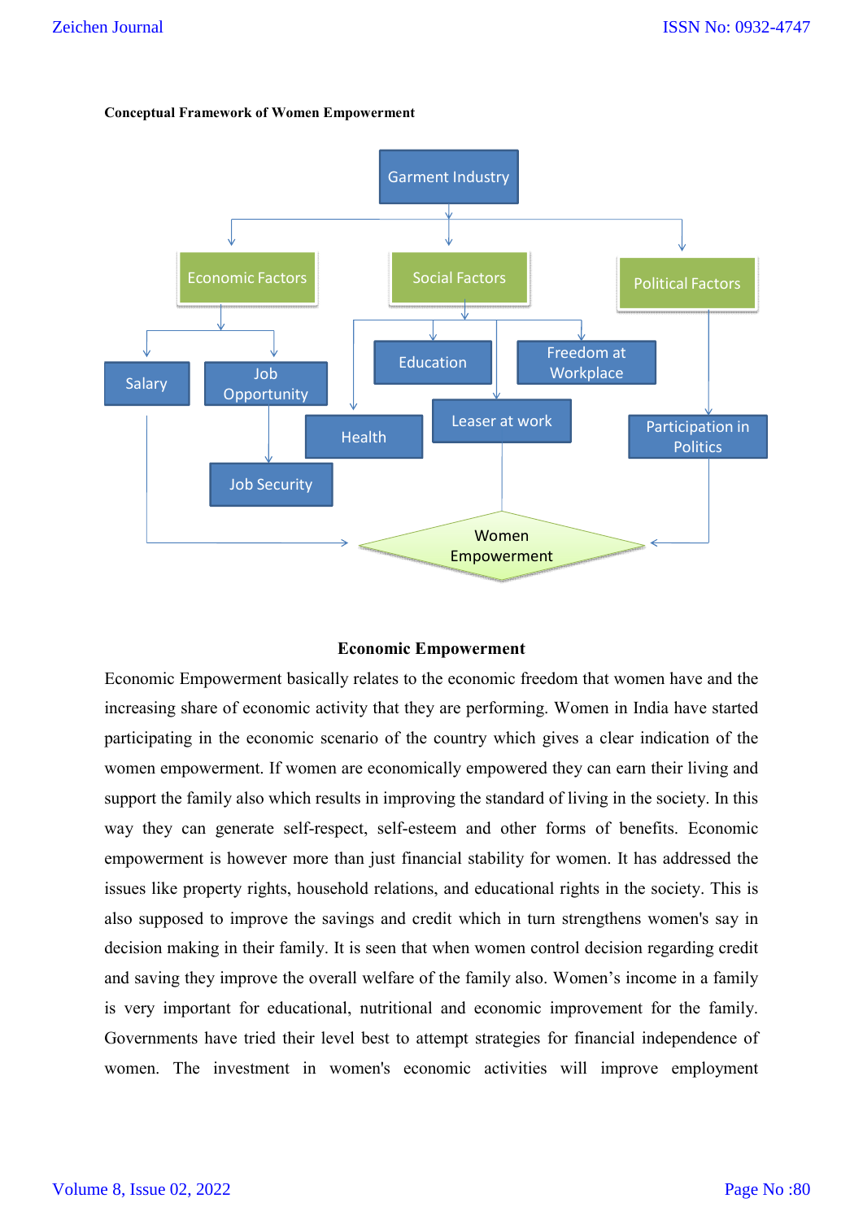**Conceptual Framework of Women Empowerment**

### Economic Empowerment

Economic Empowerment basically relates to the economic freedom that women have and the increasing share of economic activity that they are performing. Women in India have started participating in the economic scenario of the country which gives a clear indication of the women empowerment. If women are economically empowered they can earn their living and support the family also which results in improving the standard of living in the society. In this way they can generate self-respect, self-esteem and other forms of benefits. Economic empowerment is however more than just financial stability for women. It has addressed the issues like property rights, household relations, and educational rights in the society. This is also supposed to improve the savings and credit which in turn strengthens women's say in decision making in their family. It is seen that when women control decision regarding credit and saving they improve the overall welfare of the family also. Women's income in a family is very important for educational, nutritional and economic improvement for the family. Governments have tried their level best to attempt strategies for financial independence of women. The investment in women's economic activities will improve employment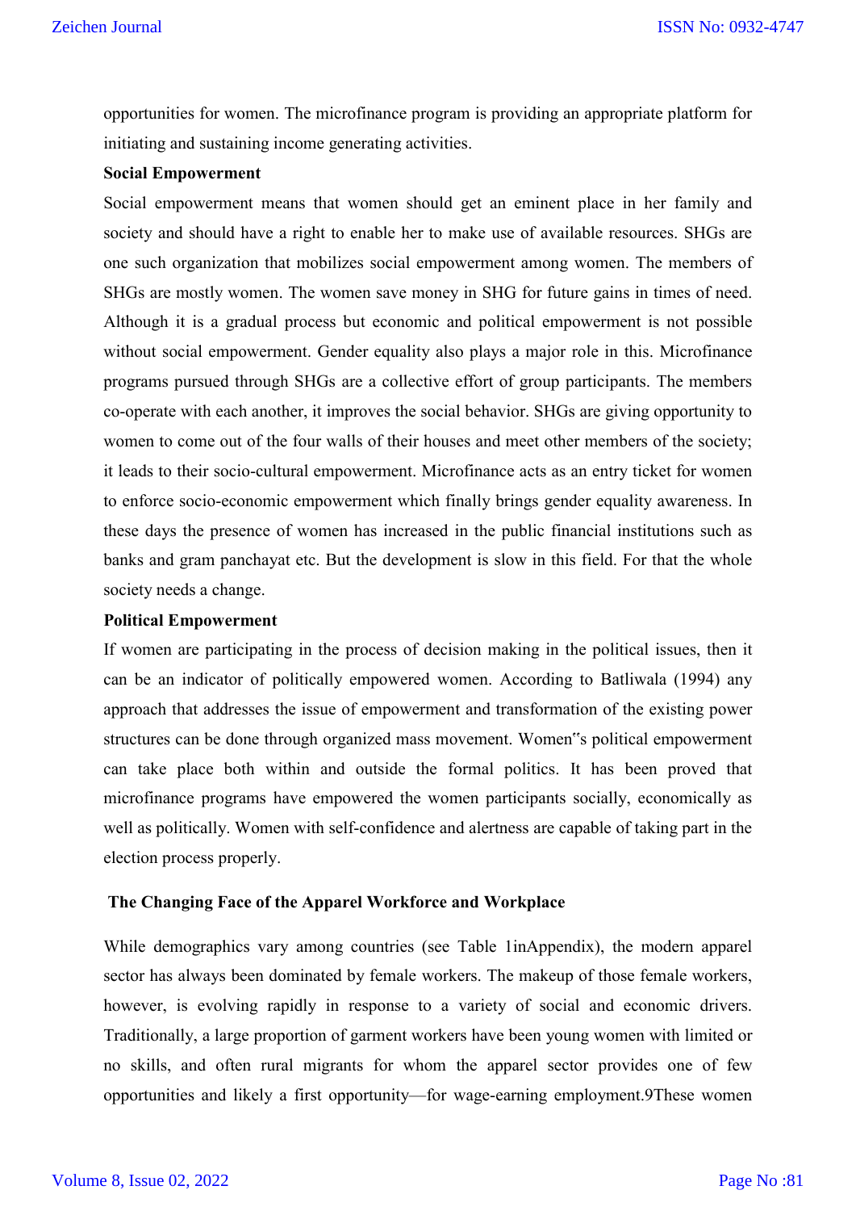opportunities for women. The microfinance program is providing an appropriate platform for initiating and sustaining income generating activities.

**Social Empowerment**

Social empowerment means that women should get an eminent place in her family and society and should have a right to enable her to make use of available resources. SHGs are one such organization that mobilizes social empowerment among women. The members of SHGs are mostly women. The women save money in SHG for future gains in times of need. Although it is a gradual process but economic and political empowerment is not possible without social empowerment. Gender equality also plays a major role in this. Microfinance programs pursued through SHGs are a collective effort of group participants. The members co-operate with each another, it improves the social behavior. SHGs are giving opportunity to women to come out of the four walls of their houses and meet other members of the society; it leads to their socio-cultural empowerment. Microfinance acts as an entry ticket for women to enforce socio-economic empowerment which finally brings gender equality awareness. In these days the presence of women has increased in the public financial institutions such as banks and gram panchayat etc. But the development is slow in this field. For that the whole society needs a change.

**Political Empowerment**

If women are participating in the process of decision making in the political issues, then it can be an indicator of politically empowered women. According to Batliwala (1994) any approach that addresses the issue of empowerment and transformation of the existing power structures can be done through organized mass movement. Women"s political empowerment can take place both within and outside the formal politics. It has been proved that microfinance programs have empowered the women participants socially, economically as well as politically. Women with self-confidence and alertness are capable of taking part in the election process properly.

**The Changing Face of the Apparel Workforce and Workplace**

While demographics vary among countries (see Table 1inAppendix), the modern apparel sector has always been dominated by female workers. The makeup of those female workers, however, is evolving rapidly in response to a variety of social and economic drivers. Traditionally, a large proportion of garment workers have been young women with limited or no skills, and often rural migrants for whom the apparel sector provides one of few opportunities and likely a first opportunity—for wage-earning employment.9These women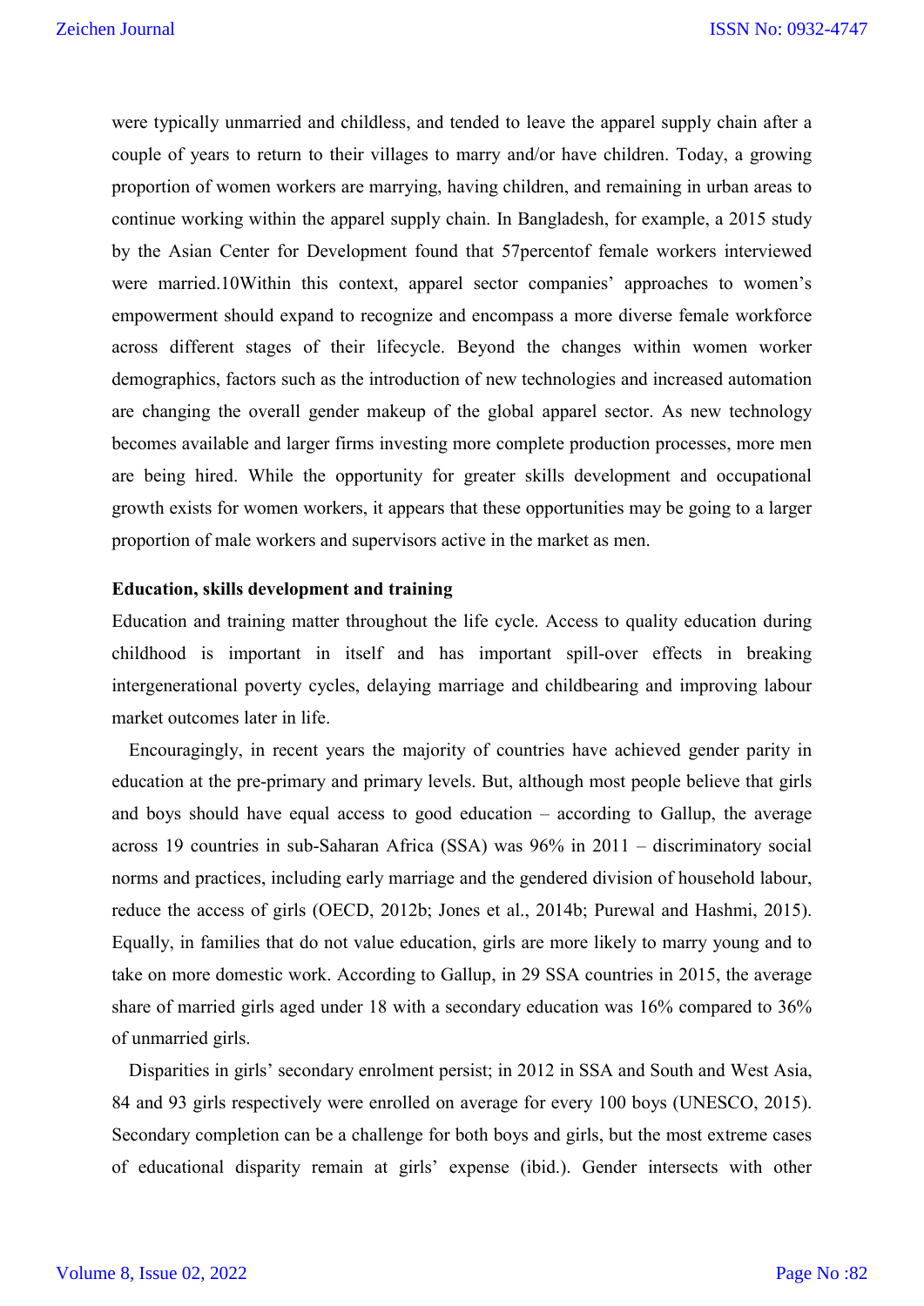were typically unmarried and childless, and tended to leave the apparel supply chain after a couple of years to return to their villages to marry and/or have children. Today, a growing proportion of women workers are marrying, having children, and remaining in urban areas to continue working within the apparel supply chain. In Bangladesh, for example, a 2015 study by the Asian Center for Development found that 57percentof female workers interviewed were married.10Within this context, apparel sector companies' approaches to women's empowerment should expand to recognize and encompass a more diverse female workforce across different stages of their lifecycle. Beyond the changes within women worker demographics, factors such as the introduction of new technologies and increased automation are changing the overall gender makeup of the global apparel sector. As new technology becomes available and larger firms investing more complete production processes, more men are being hired. While the opportunity for greater skills development and occupational growth exists for women workers, it appears that these opportunities may be going to a larger proportion of male workers and supervisors active in the market as men.

**Education, skills development and training**

Education and training matter throughout the life cycle. Access to quality education during childhood is important in itself and has important spill-over effects in breaking intergenerational poverty cycles, delaying marriage and childbearing and improving labour market outcomes later in life.

Encouragingly, in recent years the majority of countries have achieved gender parity in education at the pre-primary and primary levels. But, although most people believe that girls and boys should have equal access to good education – according to Gallup, the average across 19 countries in sub-Saharan Africa (SSA) was 96% in 2011 – discriminatory social norms and practices, including early marriage and the gendered division of household labour, reduce the access of girls (OECD, 2012b; Jones et al., 2014b; Purewal and Hashmi, 2015). Equally, in families that do not value education, girls are more likely to marry young and to take on more domestic work. According to Gallup, in 29 SSA countries in 2015, the average share of married girls aged under 18 with a secondary education was 16% compared to 36% of unmarried girls.

Disparities in girls' secondary enrolment persist; in 2012 in SSA and South and West Asia, 84 and 93 girls respectively were enrolled on average for every 100 boys (UNESCO, 2015). Secondary completion can be a challenge for both boys and girls, but the most extreme cases of educational disparity remain at girls' expense (ibid.). Gender intersects with other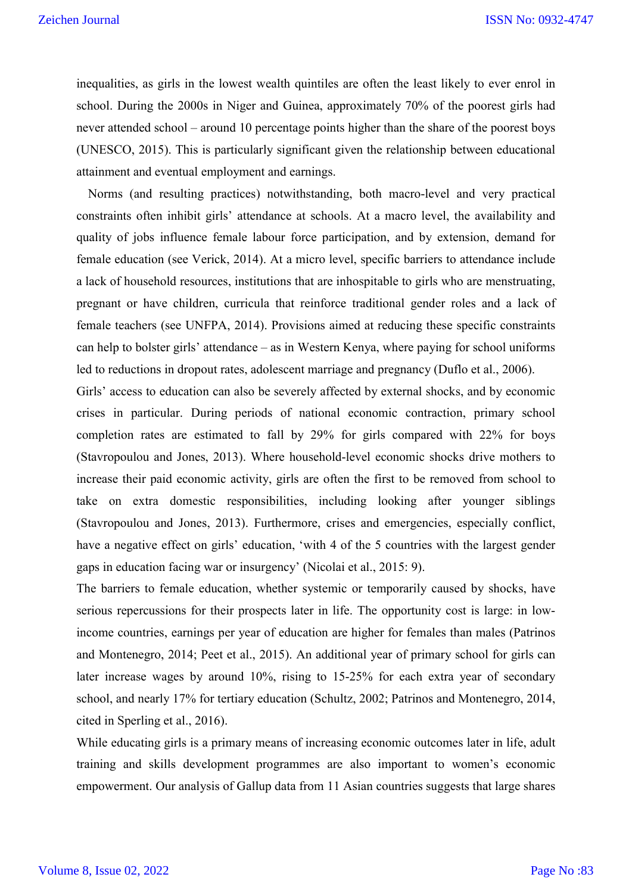inequalities, as girls in the lowest wealth quintiles are often the least likely to ever enrol in school. During the 2000s in Niger and Guinea, approximately 70% of the poorest girls had never attended school – around 10 percentage points higher than the share of the poorest boys (UNESCO, 2015). This is particularly significant given the relationship between educational attainment and eventual employment and earnings.

Norms (and resulting practices) notwithstanding, both macro-level and very practical constraints often inhibit girls' attendance at schools. At a macro level, the availability and quality of jobs influence female labour force participation, and by extension, demand for female education (see Verick, 2014). At a micro level, specific barriers to attendance include a lack of household resources, institutions that are inhospitable to girls who are menstruating, pregnant or have children, curricula that reinforce traditional gender roles and a lack of female teachers (see UNFPA, 2014). Provisions aimed at reducing these specific constraints can help to bolster girls' attendance – as in Western Kenya, where paying for school uniforms led to reductions in dropout rates, adolescent marriage and pregnancy (Duflo et al., 2006).

Girls' access to education can also be severely affected by external shocks, and by economic crises in particular. During periods of national economic contraction, primary school completion rates are estimated to fall by 29% for girls compared with 22% for boys (Stavropoulou and Jones, 2013). Where household-level economic shocks drive mothers to increase their paid economic activity, girls are often the first to be removed from school to take on extra domestic responsibilities, including looking after younger siblings (Stavropoulou and Jones, 2013). Furthermore, crises and emergencies, especially conflict, have a negative effect on girls' education, 'with 4 of the 5 countries with the largest gender gaps in education facing war or insurgency' (Nicolai et al., 2015: 9).

The barriers to female education, whether systemic or temporarily caused by shocks, have serious repercussions for their prospects later in life. The opportunity cost is large: in low-income countries, earnings per year of education are higher for females than males (Patrinos and Montenegro, 2014; Peet et al., 2015). An additional year of primary school for girls can later increase wages by around 10%, rising to 15-25% for each extra year of secondary school, and nearly 17% for tertiary education (Schultz, 2002; Patrinos and Montenegro, 2014, cited in Sperling et al., 2016).

While educating girls is a primary means of increasing economic outcomes later in life, adult training and skills development programmes are also important to women's economic empowerment. Our analysis of Gallup data from 11 Asian countries suggests that large shares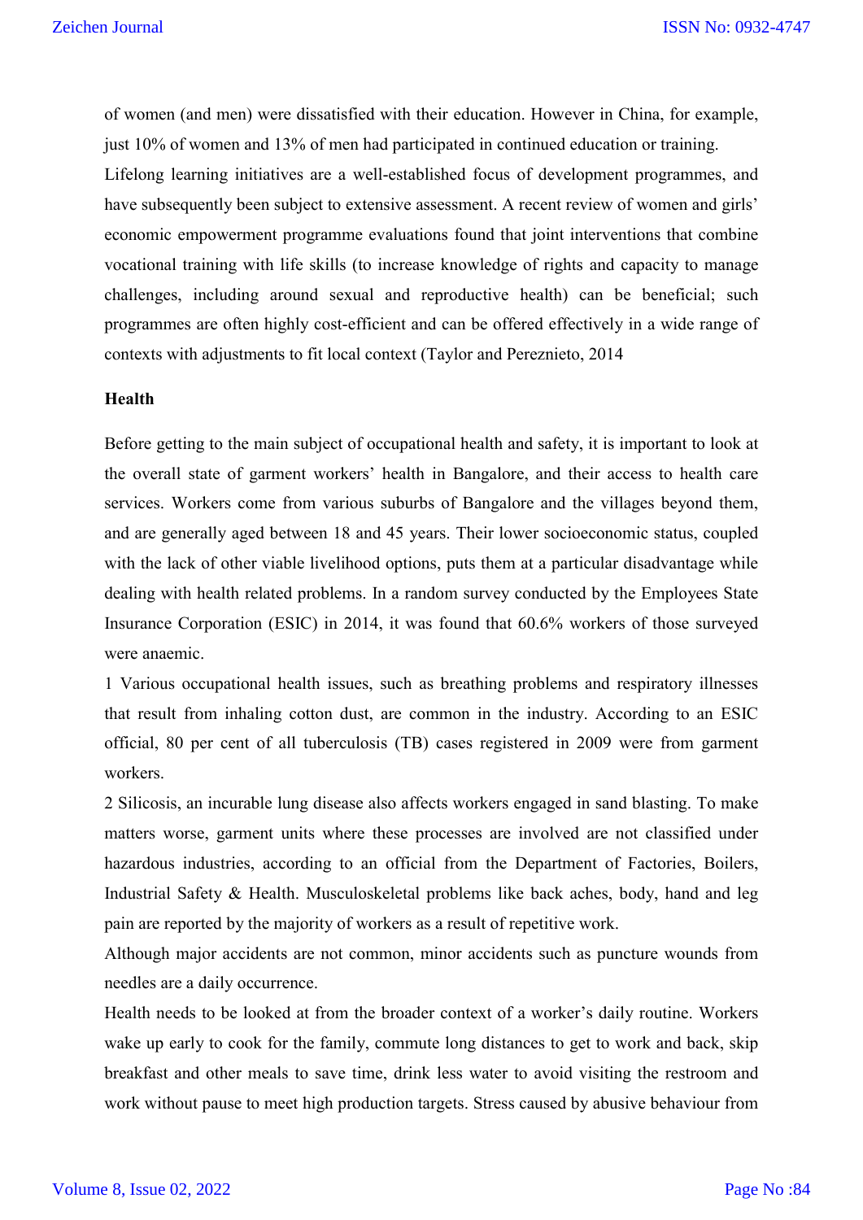of women (and men) were dissatisfied with their education. However in China, for example, just 10% of women and 13% of men had participated in continued education or training.

Lifelong learning initiatives are a well-established focus of development programmes, and have subsequently been subject to extensive assessment. A recent review of women and girls' economic empowerment programme evaluations found that joint interventions that combine vocational training with life skills (to increase knowledge of rights and capacity to manage challenges, including around sexual and reproductive health) can be beneficial; such programmes are often highly cost-efficient and can be offered effectively in a wide range of contexts with adjustments to fit local context (Taylor and Pereznieto, 2014

**Health**

Before getting to the main subject of occupational health and safety, it is important to look at the overall state of garment workers' health in Bangalore, and their access to health care services. Workers come from various suburbs of Bangalore and the villages beyond them, and are generally aged between 18 and 45 years. Their lower socioeconomic status, coupled with the lack of other viable livelihood options, puts them at a particular disadvantage while dealing with health related problems. In a random survey conducted by the Employees State Insurance Corporation (ESIC) in 2014, it was found that 60.6% workers of those surveyed were anaemic.

1 Various occupational health issues, such as breathing problems and respiratory illnesses that result from inhaling cotton dust, are common in the industry. According to an ESIC official, 80 per cent of all tuberculosis (TB) cases registered in 2009 were from garment workers.

2 Silicosis, an incurable lung disease also affects workers engaged in sand blasting. To make matters worse, garment units where these processes are involved are not classified under hazardous industries, according to an official from the Department of Factories, Boilers, Industrial Safety & Health. Musculoskeletal problems like back aches, body, hand and leg pain are reported by the majority of workers as a result of repetitive work.

Although major accidents are not common, minor accidents such as puncture wounds from needles are a daily occurrence.

Health needs to be looked at from the broader context of a worker's daily routine. Workers wake up early to cook for the family, commute long distances to get to work and back, skip breakfast and other meals to save time, drink less water to avoid visiting the restroom and work without pause to meet high production targets. Stress caused by abusive behaviour from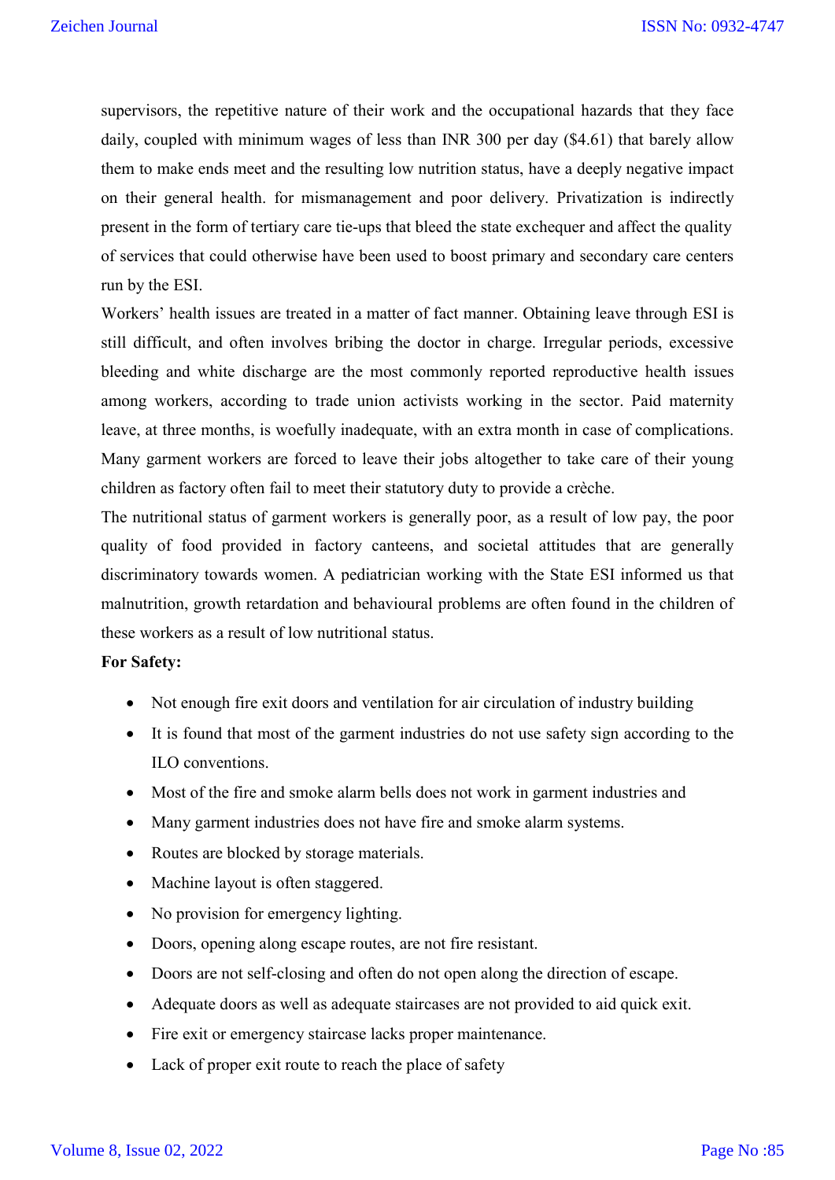supervisors, the repetitive nature of their work and the occupational hazards that they face daily, coupled with minimum wages of less than INR 300 per day ($4.61) that barely allow them to make ends meet and the resulting low nutrition status, have a deeply negative impact on their general health. for mismanagement and poor delivery. Privatization is indirectly present in the form of tertiary care tie-ups that bleed the state exchequer and affect the quality of services that could otherwise have been used to boost primary and secondary care centers run by the ESI.

Workers' health issues are treated in a matter of fact manner. Obtaining leave through ESI is still difficult, and often involves bribing the doctor in charge. Irregular periods, excessive bleeding and white discharge are the most commonly reported reproductive health issues among workers, according to trade union activists working in the sector. Paid maternity leave, at three months, is woefully inadequate, with an extra month in case of complications. Many garment workers are forced to leave their jobs altogether to take care of their young children as factory often fail to meet their statutory duty to provide a crèche.

The nutritional status of garment workers is generally poor, as a result of low pay, the poor quality of food provided in factory canteens, and societal attitudes that are generally discriminatory towards women. A pediatrician working with the State ESI informed us that malnutrition, growth retardation and behavioural problems are often found in the children of these workers as a result of low nutritional status.

**For Safety:**

- Not enough fire exit doors and ventilation for air circulation of industry building
- It is found that most of the garment industries do not use safety sign according to the ILO conventions.
- Most of the fire and smoke alarm bells does not work in garment industries and
- Many garment industries does not have fire and smoke alarm systems.
- Routes are blocked by storage materials.
- Machine layout is often staggered.
- No provision for emergency lighting.
- Doors, opening along escape routes, are not fire resistant.
- Doors are not self-closing and often do not open along the direction of escape.
- Adequate doors as well as adequate staircases are not provided to aid quick exit.
- Fire exit or emergency staircase lacks proper maintenance.
- Lack of proper exit route to reach the place of safety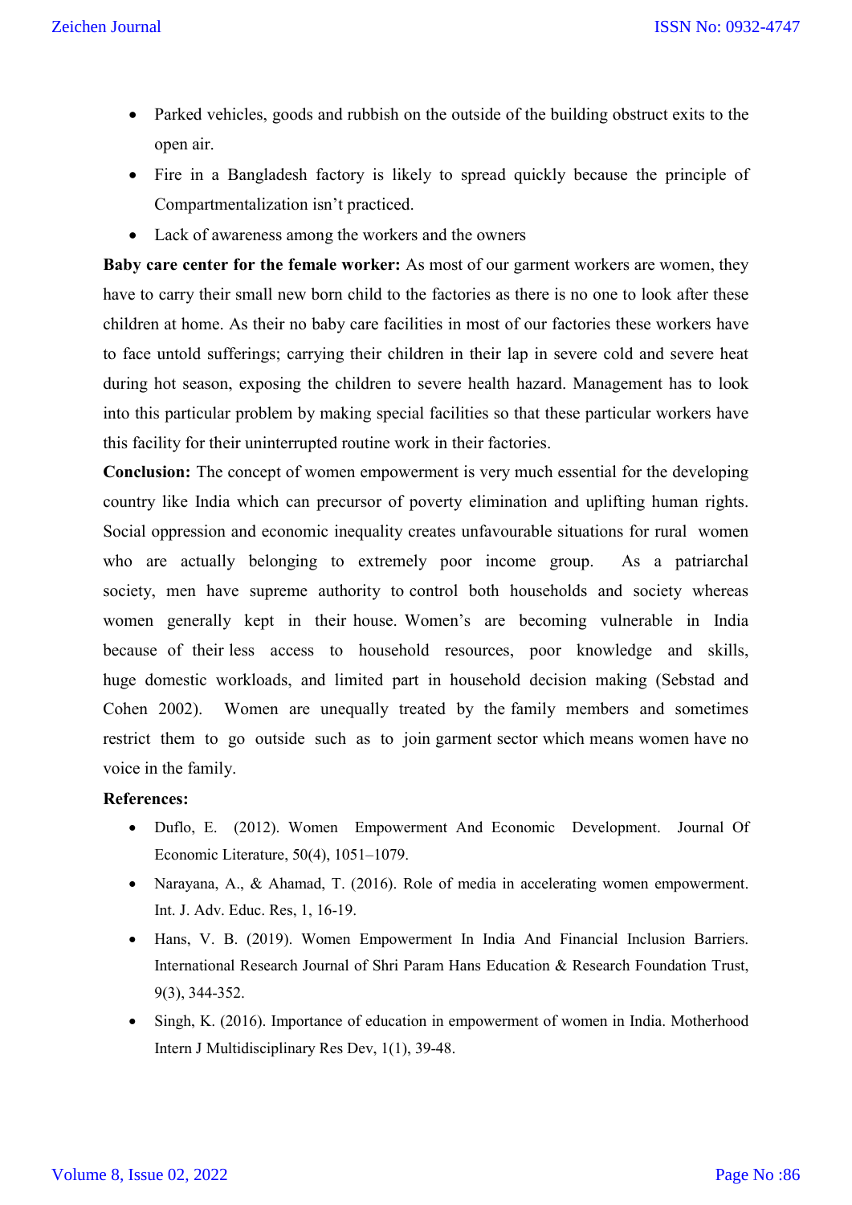- Parked vehicles, goods and rubbish on the outside of the building obstruct exits to the open air.
- Fire in a Bangladesh factory is likely to spread quickly because the principle of Compartmentalization isn't practiced.
- Lack of awareness among the workers and the owners

**Baby care center for the female worker:** As most of our garment workers are women, they have to carry their small new born child to the factories as there is no one to look after these children at home. As their no baby care facilities in most of our factories these workers have to face untold sufferings; carrying their children in their lap in severe cold and severe heat during hot season, exposing the children to severe health hazard. Management has to look into this particular problem by making special facilities so that these particular workers have this facility for their uninterrupted routine work in their factories.

**Conclusion:** The concept of women empowerment is very much essential for the developing country like India which can precursor of poverty elimination and uplifting human rights. Social oppression and economic inequality creates unfavourable situations for rural women who are actually belonging to extremely poor income group. As a patriarchal society, men have supreme authority to control both households and society whereas women generally kept in their house. Women's are becoming vulnerable in India because of their less access to household resources, poor knowledge and skills, huge domestic workloads, and limited part in household decision making (Sebstad and Cohen 2002). Women are unequally treated by the family members and sometimes restrict them to go outside such as to join garment sector which means women have no voice in the family.

**References:**

- Duflo, E. (2012). Women Empowerment And Economic Development. Journal Of Economic Literature, 50(4), 1051–1079.
- Narayana, A., & Ahamad, T. (2016). Role of media in accelerating women empowerment. Int. J. Adv. Educ. Res, 1, 16-19.
- Hans, V. B. (2019). Women Empowerment In India And Financial Inclusion Barriers. International Research Journal of Shri Param Hans Education & Research Foundation Trust, 9(3), 344-352.
- Singh, K. (2016). Importance of education in empowerment of women in India. Motherhood Intern J Multidisciplinary Res Dev, 1(1), 39-48.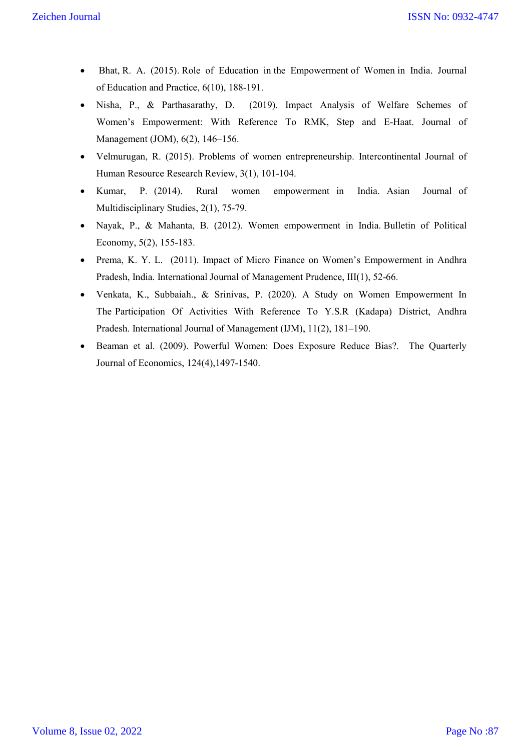- Bhat, R. A. (2015). Role of Education in the Empowerment of Women in India. Journal of Education and Practice, 6(10), 188-191.
- Nisha, P., & Parthasarathy, D. (2019). Impact Analysis of Welfare Schemes of Women's Empowerment: With Reference To RMK, Step and E-Haat. Journal of Management (JOM), 6(2), 146–156.
- Velmurugan, R. (2015). Problems of women entrepreneurship. Intercontinental Journal of Human Resource Research Review, 3(1), 101-104.
- Kumar, P. (2014). Rural women empowerment in India. Asian Journal of Multidisciplinary Studies, 2(1), 75-79.
- Nayak, P., & Mahanta, B. (2012). Women empowerment in India. Bulletin of Political Economy, 5(2), 155-183.
- Prema, K. Y. L. (2011). Impact of Micro Finance on Women's Empowerment in Andhra Pradesh, India. International Journal of Management Prudence, III(1), 52-66.
- Venkata, K., Subbaiah., & Srinivas, P. (2020). A Study on Women Empowerment In The Participation Of Activities With Reference To Y.S.R (Kadapa) District, Andhra Pradesh. International Journal of Management (IJM), 11(2), 181–190.
- Beaman et al. (2009). Powerful Women: Does Exposure Reduce Bias?. The Quarterly Journal of Economics, 124(4),1497-1540.